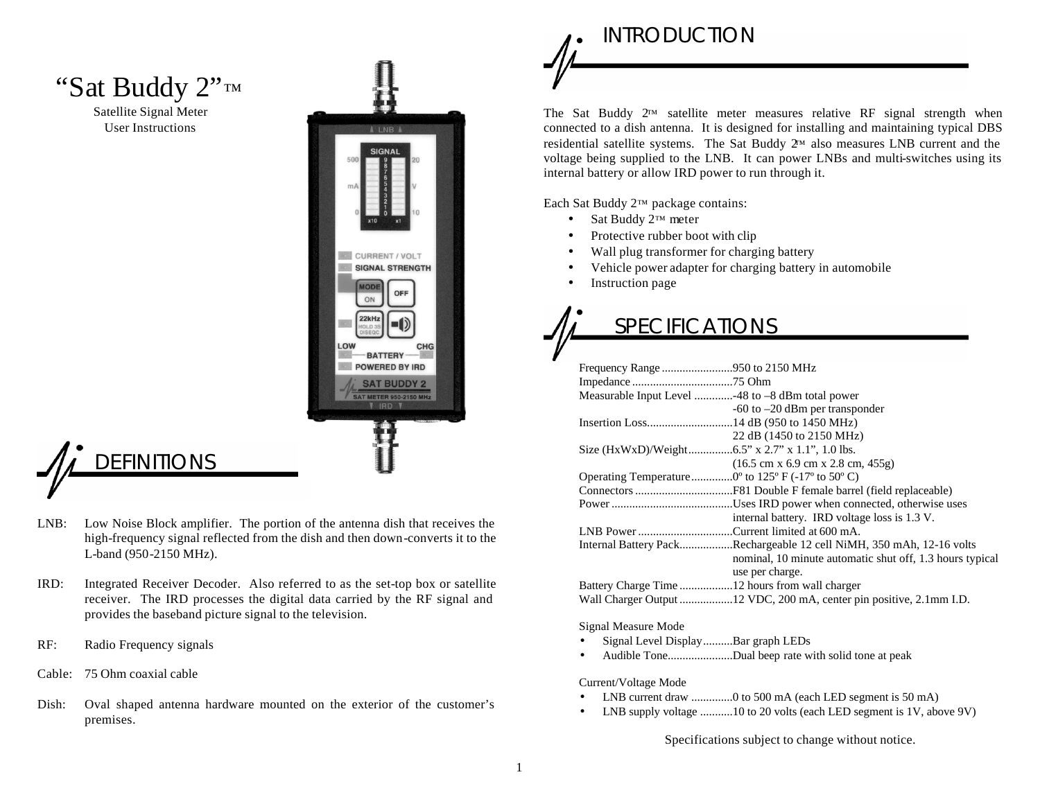# "Sat Buddy 2"™

Satellite Signal Meter
User Instructions

## DEFINITIONS

LNB: Low Noise Block amplifier. The portion of the antenna dish that receives the high-frequency signal reflected from the dish and then down-converts it to the L-band (950-2150 MHz).

IRD: Integrated Receiver Decoder. Also referred to as the set-top box or satellite receiver. The IRD processes the digital data carried by the RF signal and provides the baseband picture signal to the television.

RF: Radio Frequency signals

Cable: 75 Ohm coaxial cable

Dish: Oval shaped antenna hardware mounted on the exterior of the customer's premises.

## INTRODUCTION

The Sat Buddy 2™ satellite meter measures relative RF signal strength when connected to a dish antenna. It is designed for installing and maintaining typical DBS residential satellite systems. The Sat Buddy 2™ also measures LNB current and the voltage being supplied to the LNB. It can power LNBs and multi-switches using its internal battery or allow IRD power to run through it.

Each Sat Buddy 2™ package contains:

- Sat Buddy 2™ meter
- Protective rubber boot with clip
- Wall plug transformer for charging battery
- Vehicle power adapter for charging battery in automobile
- Instruction page

## SPECIFICATIONS

Frequency Range........................950 to 2150 MHz
Impedance..................................75 Ohm
Measurable Input Level .............-48 to –8 dBm total power
-60 to –20 dBm per transponder
Insertion Loss.............................14 dB (950 to 1450 MHz)
22 dB (1450 to 2150 MHz)
Size (HxWxD)/Weight...............6.5" x 2.7" x 1.1", 1.0 lbs.
(16.5 cm x 6.9 cm x 2.8 cm, 455g)
Operating Temperature..............0º to 125º F (-17º to 50º C)
Connectors.................................F81 Double F female barrel (field replaceable)
Power.........................................Uses IRD power when connected, otherwise uses internal battery. IRD voltage loss is 1.3 V.
LNB Power.................................Current limited at 600 mA.
Internal Battery Pack..................Rechargeable 12 cell NiMH, 350 mAh, 12-16 volts nominal, 10 minute automatic shut off, 1.3 hours typical use per charge.
Battery Charge Time..................12 hours from wall charger
Wall Charger Output..................12 VDC, 200 mA, center pin positive, 2.1mm I.D.

Signal Measure Mode

- Signal Level Display..........Bar graph LEDs
- Audible Tone......................Dual beep rate with solid tone at peak

Current/Voltage Mode

- LNB current draw ..............0 to 500 mA (each LED segment is 50 mA)
- LNB supply voltage ...........10 to 20 volts (each LED segment is 1V, above 9V)

Specifications subject to change without notice.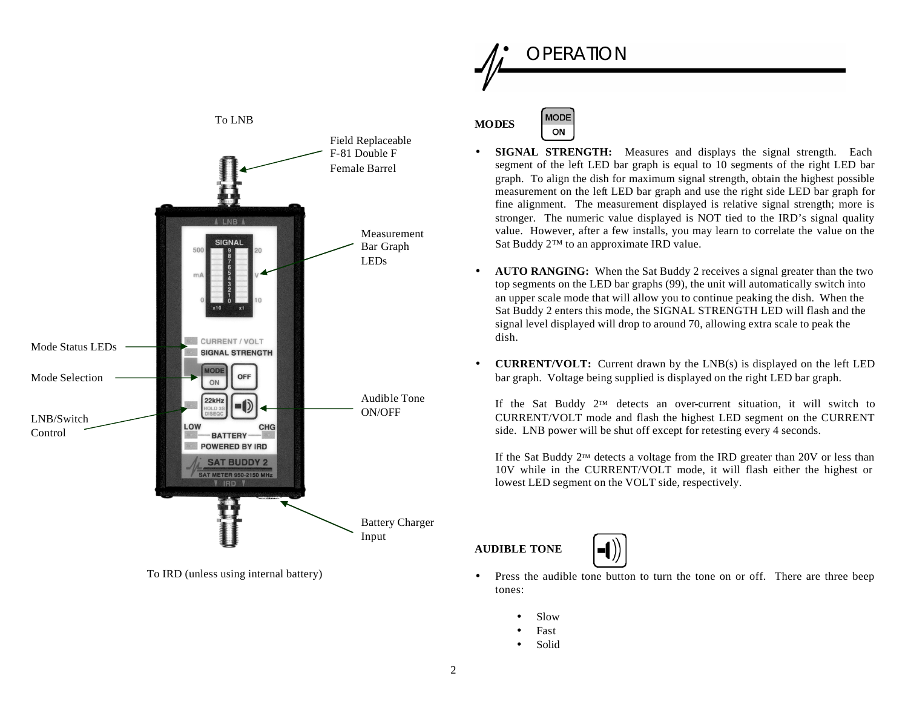To LNB

Field Replaceable F-81 Double F Female Barrel

Measurement Bar Graph LEDs

Mode Status LEDs

Mode Selection

LNB/Switch Control

Audible Tone ON/OFF

Battery Charger Input

To IRD (unless using internal battery)

# OPERATION

**MODES**

MODE ON

- **SIGNAL STRENGTH:** Measures and displays the signal strength. Each segment of the left LED bar graph is equal to 10 segments of the right LED bar graph. To align the dish for maximum signal strength, obtain the highest possible measurement on the left LED bar graph and use the right side LED bar graph for fine alignment. The measurement displayed is relative signal strength; more is stronger. The numeric value displayed is NOT tied to the IRD's signal quality value. However, after a few installs, you may learn to correlate the value on the Sat Buddy 2™ to an approximate IRD value.

- **AUTO RANGING:** When the Sat Buddy 2 receives a signal greater than the two top segments on the LED bar graphs (99), the unit will automatically switch into an upper scale mode that will allow you to continue peaking the dish. When the Sat Buddy 2 enters this mode, the SIGNAL STRENGTH LED will flash and the signal level displayed will drop to around 70, allowing extra scale to peak the dish.

- **CURRENT/VOLT:** Current drawn by the LNB(s) is displayed on the left LED bar graph. Voltage being supplied is displayed on the right LED bar graph.

  If the Sat Buddy 2™ detects an over-current situation, it will switch to CURRENT/VOLT mode and flash the highest LED segment on the CURRENT side. LNB power will be shut off except for retesting every 4 seconds.

  If the Sat Buddy 2™ detects a voltage from the IRD greater than 20V or less than 10V while in the CURRENT/VOLT mode, it will flash either the highest or lowest LED segment on the VOLT side, respectively.

**AUDIBLE TONE**

- Press the audible tone button to turn the tone on or off. There are three beep tones:

  - Slow
  - Fast
  - Solid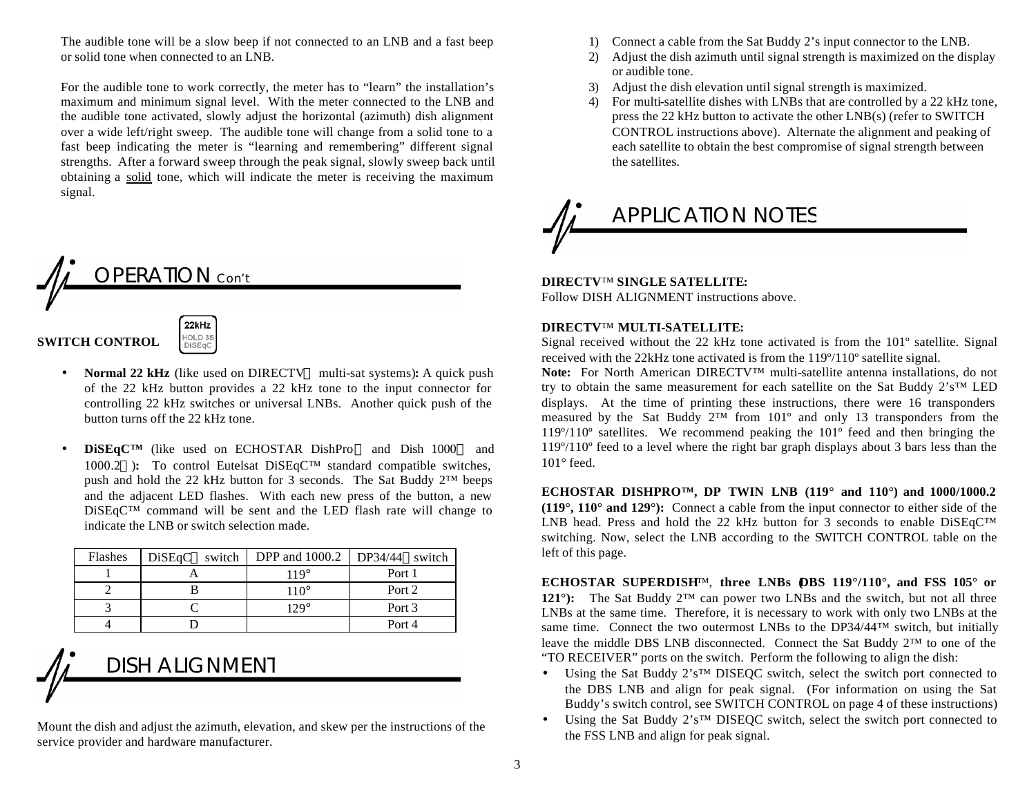The audible tone will be a slow beep if not connected to an LNB and a fast beep or solid tone when connected to an LNB.

For the audible tone to work correctly, the meter has to "learn" the installation's maximum and minimum signal level. With the meter connected to the LNB and the audible tone activated, slowly adjust the horizontal (azimuth) dish alignment over a wide left/right sweep. The audible tone will change from a solid tone to a fast beep indicating the meter is "learning and remembering" different signal strengths. After a forward sweep through the peak signal, slowly sweep back until obtaining a solid tone, which will indicate the meter is receiving the maximum signal.

## OPERATION Con't

**SWITCH CONTROL**

22kHz
HOLD 3S
DISEqC

- **Normal 22 kHz** (like used on DIRECTV multi-sat systems)**:** A quick push of the 22 kHz button provides a 22 kHz tone to the input connector for controlling 22 kHz switches or universal LNBs. Another quick push of the button turns off the 22 kHz tone.

- **DiSEqC™** (like used on ECHOSTAR DishPro and Dish 1000 and 1000.2 )**:** To control Eutelsat DiSEqC™ standard compatible switches, push and hold the 22 kHz button for 3 seconds. The Sat Buddy 2™ beeps and the adjacent LED flashes. With each new press of the button, a new DiSEqC™ command will be sent and the LED flash rate will change to indicate the LNB or switch selection made.

| Flashes | DiSEqC switch | DPP and 1000.2 | DP34/44 switch |
|---|---|---|---|
| 1 | A | 119° | Port 1 |
| 2 | B | 110° | Port 2 |
| 3 | C | 129° | Port 3 |
| 4 | D | | Port 4 |

## DISH ALIGNMENT

Mount the dish and adjust the azimuth, elevation, and skew per the instructions of the service provider and hardware manufacturer.

1) Connect a cable from the Sat Buddy 2's input connector to the LNB.
2) Adjust the dish azimuth until signal strength is maximized on the display or audible tone.
3) Adjust the dish elevation until signal strength is maximized.
4) For multi-satellite dishes with LNBs that are controlled by a 22 kHz tone, press the 22 kHz button to activate the other LNB(s) (refer to SWITCH CONTROL instructions above). Alternate the alignment and peaking of each satellite to obtain the best compromise of signal strength between the satellites.

## APPLICATION NOTES

**DIRECTV™ SINGLE SATELLITE:**
Follow DISH ALIGNMENT instructions above.

**DIRECTV™ MULTI-SATELLITE:**
Signal received without the 22 kHz tone activated is from the 101º satellite. Signal received with the 22kHz tone activated is from the 119º/110º satellite signal.
**Note:** For North American DIRECTV™ multi-satellite antenna installations, do not try to obtain the same measurement for each satellite on the Sat Buddy 2's™ LED displays. At the time of printing these instructions, there were 16 transponders measured by the Sat Buddy 2™ from 101º and only 13 transponders from the 119º/110º satellites. We recommend peaking the 101º feed and then bringing the 119º/110º feed to a level where the right bar graph displays about 3 bars less than the 101° feed.

**ECHOSTAR DISHPRO™, DP TWIN LNB (119° and 110°) and 1000/1000.2 (119°, 110° and 129°):** Connect a cable from the input connector to either side of the LNB head. Press and hold the 22 kHz button for 3 seconds to enable DiSEqC™ switching. Now, select the LNB according to the SWITCH CONTROL table on the left of this page.

**ECHOSTAR SUPERDISH™, three LNBs (DBS 119°/110°, and FSS 105° or 121°):** The Sat Buddy 2™ can power two LNBs and the switch, but not all three LNBs at the same time. Therefore, it is necessary to work with only two LNBs at the same time. Connect the two outermost LNBs to the DP34/44™ switch, but initially leave the middle DBS LNB disconnected. Connect the Sat Buddy 2™ to one of the "TO RECEIVER" ports on the switch. Perform the following to align the dish:

- Using the Sat Buddy 2's™ DISEQC switch, select the switch port connected to the DBS LNB and align for peak signal. (For information on using the Sat Buddy's switch control, see SWITCH CONTROL on page 4 of these instructions)
- Using the Sat Buddy 2's™ DISEQC switch, select the switch port connected to the FSS LNB and align for peak signal.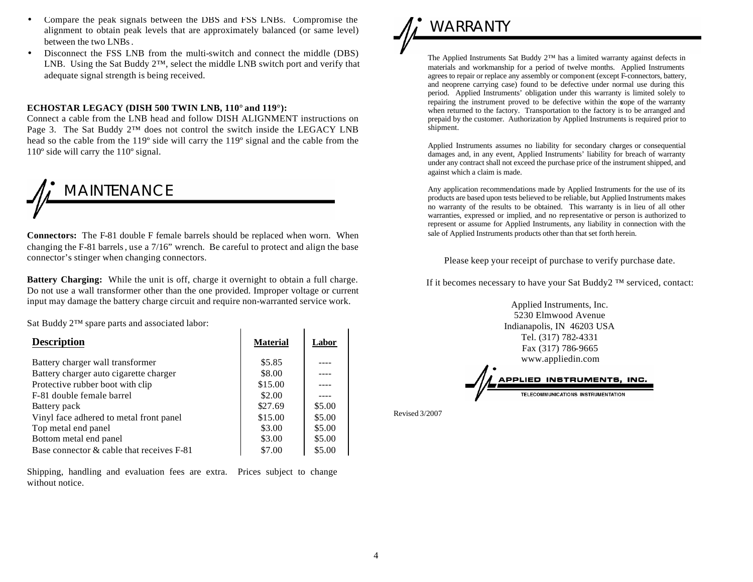- Compare the peak signals between the DBS and FSS LNBs. Compromise the alignment to obtain peak levels that are approximately balanced (or same level) between the two LNBs.
- Disconnect the FSS LNB from the multi-switch and connect the middle (DBS) LNB. Using the Sat Buddy 2™, select the middle LNB switch port and verify that adequate signal strength is being received.

**ECHOSTAR LEGACY (DISH 500 TWIN LNB, 110° and 119°):**
Connect a cable from the LNB head and follow DISH ALIGNMENT instructions on Page 3. The Sat Buddy 2™ does not control the switch inside the LEGACY LNB head so the cable from the 119º side will carry the 119º signal and the cable from the 110º side will carry the 110º signal.

## MAINTENANCE

**Connectors:** The F-81 double F female barrels should be replaced when worn. When changing the F-81 barrels, use a 7/16" wrench. Be careful to protect and align the base connector's stinger when changing connectors.

**Battery Charging:** While the unit is off, charge it overnight to obtain a full charge. Do not use a wall transformer other than the one provided. Improper voltage or current input may damage the battery charge circuit and require non-warranted service work.

Sat Buddy 2™ spare parts and associated labor:

| Description | Material | Labor |
|---|---|---|
| Battery charger wall transformer | $5.85 | ---- |
| Battery charger auto cigarette charger | $8.00 | ---- |
| Protective rubber boot with clip | $15.00 | ---- |
| F-81 double female barrel | $2.00 | ---- |
| Battery pack | $27.69 | $5.00 |
| Vinyl face adhered to metal front panel | $15.00 | $5.00 |
| Top metal end panel | $3.00 | $5.00 |
| Bottom metal end panel | $3.00 | $5.00 |
| Base connector & cable that receives F-81 | $7.00 | $5.00 |

Shipping, handling and evaluation fees are extra. Prices subject to change without notice.

## WARRANTY

The Applied Instruments Sat Buddy 2™ has a limited warranty against defects in materials and workmanship for a period of twelve months. Applied Instruments agrees to repair or replace any assembly or component (except F-connectors, battery, and neoprene carrying case) found to be defective under normal use during this period. Applied Instruments' obligation under this warranty is limited solely to repairing the instrument proved to be defective within the scope of the warranty when returned to the factory. Transportation to the factory is to be arranged and prepaid by the customer. Authorization by Applied Instruments is required prior to shipment.

Applied Instruments assumes no liability for secondary charges or consequential damages and, in any event, Applied Instruments' liability for breach of warranty under any contract shall not exceed the purchase price of the instrument shipped, and against which a claim is made.

Any application recommendations made by Applied Instruments for the use of its products are based upon tests believed to be reliable, but Applied Instruments makes no warranty of the results to be obtained. This warranty is in lieu of all other warranties, expressed or implied, and no representative or person is authorized to represent or assume for Applied Instruments, any liability in connection with the sale of Applied Instruments products other than that set forth herein.

Please keep your receipt of purchase to verify purchase date.

If it becomes necessary to have your Sat Buddy2 ™ serviced, contact:

Applied Instruments, Inc.
5230 Elmwood Avenue
Indianapolis, IN 46203 USA
Tel. (317) 782-4331
Fax (317) 786-9665
www.appliedin.com

APPLIED INSTRUMENTS, INC.
TELECOMMUNICATIONS INSTRUMENTATION

Revised 3/2007